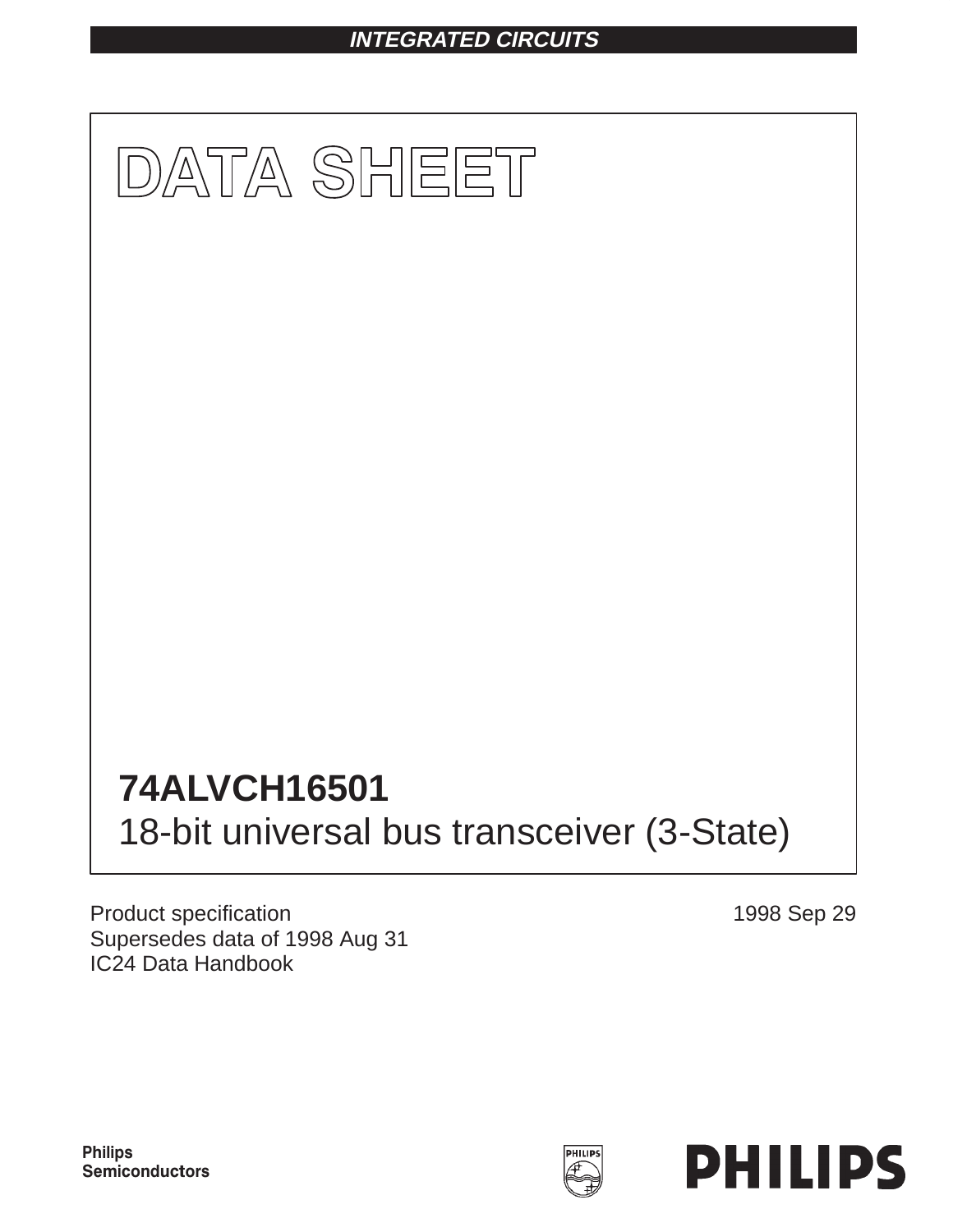INTEGRATED CIRCUITS

# DATA SHEET

## 74ALVCH16501

18-bit universal bus transceiver (3-State)

Product specification
Supersedes data of 1998 Aug 31
IC24 Data Handbook

1998 Sep 29

Philips
Semiconductors

PHILIPS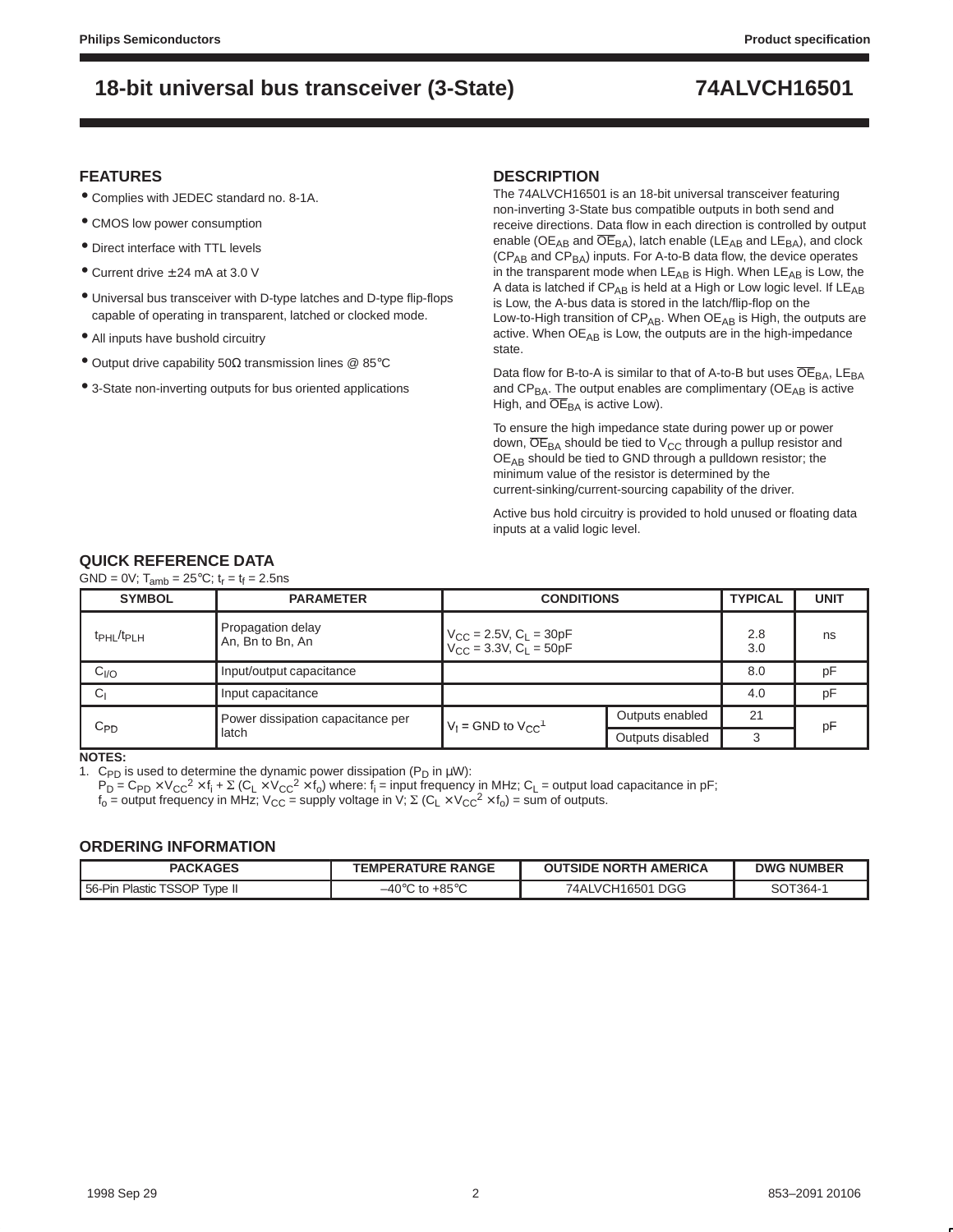## FEATURES

- Complies with JEDEC standard no. 8-1A.
- CMOS low power consumption
- Direct interface with TTL levels
- Current drive ±24 mA at 3.0 V
- Universal bus transceiver with D-type latches and D-type flip-flops capable of operating in transparent, latched or clocked mode.
- All inputs have bushold circuitry
- Output drive capability 50Ω transmission lines @ 85°C
- 3-State non-inverting outputs for bus oriented applications

## DESCRIPTION

The 74ALVCH16501 is an 18-bit universal transceiver featuring non-inverting 3-State bus compatible outputs in both send and receive directions. Data flow in each direction is controlled by output enable ($OE_{AB}$ and $\overline{OE}_{BA}$), latch enable ($LE_{AB}$ and $LE_{BA}$), and clock ($CP_{AB}$ and $CP_{BA}$) inputs. For A-to-B data flow, the device operates in the transparent mode when $LE_{AB}$ is High. When $LE_{AB}$ is Low, the A data is latched if $CP_{AB}$ is held at a High or Low logic level. If $LE_{AB}$ is Low, the A-bus data is stored in the latch/flip-flop on the Low-to-High transition of $CP_{AB}$. When $OE_{AB}$ is High, the outputs are active. When $OE_{AB}$ is Low, the outputs are in the high-impedance state.

Data flow for B-to-A is similar to that of A-to-B but uses $\overline{OE}_{BA}$, $LE_{BA}$ and $CP_{BA}$. The output enables are complimentary ($OE_{AB}$ is active High, and $\overline{OE}_{BA}$ is active Low).

To ensure the high impedance state during power up or power down, $\overline{OE}_{BA}$ should be tied to $V_{CC}$ through a pullup resistor and $OE_{AB}$ should be tied to GND through a pulldown resistor; the minimum value of the resistor is determined by the current-sinking/current-sourcing capability of the driver.

Active bus hold circuitry is provided to hold unused or floating data inputs at a valid logic level.

## QUICK REFERENCE DATA

GND = 0V; $T_{amb}$ = 25°C; $t_r = t_f$ = 2.5ns

| SYMBOL | PARAMETER | CONDITIONS | | TYPICAL | UNIT |
|---|---|---|---|---|---|
| $t_{PHL}/t_{PLH}$ | Propagation delay An, Bn to Bn, An | $V_{CC}$ = 2.5V, $C_L$ = 30pF<br>$V_{CC}$ = 3.3V, $C_L$ = 50pF | | 2.8<br>3.0 | ns |
| $C_{I/O}$ | Input/output capacitance | | | 8.0 | pF |
| $C_I$ | Input capacitance | | | 4.0 | pF |
| $C_{PD}$ | Power dissipation capacitance per latch | $V_I$ = GND to $V_{CC}$[1] | Outputs enabled | 21 | pF |
| | | | Outputs disabled | 3 | |

**NOTES:**

1. $C_{PD}$ is used to determine the dynamic power dissipation ($P_D$ in μW):
   $P_D = C_{PD} \times V_{CC}^2 \times f_i + \Sigma (C_L \times V_{CC}^2 \times f_o)$ where: $f_i$ = input frequency in MHz; $C_L$ = output load capacitance in pF;
   $f_o$ = output frequency in MHz; $V_{CC}$ = supply voltage in V; $\Sigma (C_L \times V_{CC}^2 \times f_o)$ = sum of outputs.

## ORDERING INFORMATION

| PACKAGES | TEMPERATURE RANGE | OUTSIDE NORTH AMERICA | DWG NUMBER |
|---|---|---|---|
| 56-Pin Plastic TSSOP Type II | –40°C to +85°C | 74ALVCH16501 DGG | SOT364-1 |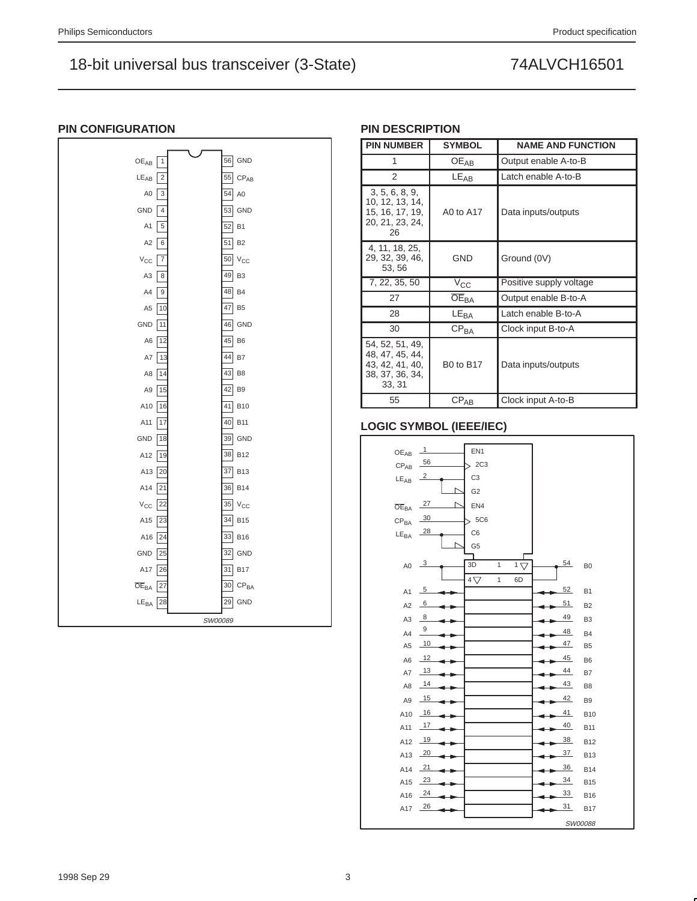## PIN CONFIGURATION

| Pin | Symbol | Pin | Symbol |
|---|---|---|---|
| 1 | $OE_{AB}$ | 56 | GND |
| 2 | $LE_{AB}$ | 55 | $CP_{AB}$ |
| 3 | A0 | 54 | A0 |
| 4 | GND | 53 | GND |
| 5 | A1 | 52 | B1 |
| 6 | A2 | 51 | B2 |
| 7 | $V_{CC}$ | 50 | $V_{CC}$ |
| 8 | A3 | 49 | B3 |
| 9 | A4 | 48 | B4 |
| 10 | A5 | 47 | B5 |
| 11 | GND | 46 | GND |
| 12 | A6 | 45 | B6 |
| 13 | A7 | 44 | B7 |
| 14 | A8 | 43 | B8 |
| 15 | A9 | 42 | B9 |
| 16 | A10 | 41 | B10 |
| 17 | A11 | 40 | B11 |
| 18 | GND | 39 | GND |
| 19 | A12 | 38 | B12 |
| 20 | A13 | 37 | B13 |
| 21 | A14 | 36 | B14 |
| 22 | $V_{CC}$ | 35 | $V_{CC}$ |
| 23 | A15 | 34 | B15 |
| 24 | A16 | 33 | B16 |
| 25 | GND | 32 | GND |
| 26 | A17 | 31 | B17 |
| 27 | $\overline{OE}_{BA}$ | 30 | $CP_{BA}$ |
| 28 | $LE_{BA}$ | 29 | GND |

SW00089

## PIN DESCRIPTION

| PIN NUMBER | SYMBOL | NAME AND FUNCTION |
|---|---|---|
| 1 | $OE_{AB}$ | Output enable A-to-B |
| 2 | $LE_{AB}$ | Latch enable A-to-B |
| 3, 5, 6, 8, 9, 10, 12, 13, 14, 15, 16, 17, 19, 20, 21, 23, 24, 26 | A0 to A17 | Data inputs/outputs |
| 4, 11, 18, 25, 29, 32, 39, 46, 53, 56 | GND | Ground (0V) |
| 7, 22, 35, 50 | $V_{CC}$ | Positive supply voltage |
| 27 | $\overline{OE}_{BA}$ | Output enable B-to-A |
| 28 | $LE_{BA}$ | Latch enable B-to-A |
| 30 | $CP_{BA}$ | Clock input B-to-A |
| 54, 52, 51, 49, 48, 47, 45, 44, 43, 42, 41, 40, 38, 37, 36, 34, 33, 31 | B0 to B17 | Data inputs/outputs |
| 55 | $CP_{AB}$ | Clock input A-to-B |

## LOGIC SYMBOL (IEEE/IEC)

Control inputs: $OE_{AB}$ (1) EN1; $CP_{AB}$ (56) 2C3; $LE_{AB}$ (2) C3, G2; $\overline{OE}_{BA}$ (27) EN4; $CP_{BA}$ (30) 5C6; $LE_{BA}$ (28) C6, G5.

Data: A0 (3) 3D / 1 / 1▽ — B0 (54); 4▽ / 1 / 6D

| A | Pin | Pin | B |
|---|---|---|---|
| A1 | 5 | 52 | B1 |
| A2 | 6 | 51 | B2 |
| A3 | 8 | 49 | B3 |
| A4 | 9 | 48 | B4 |
| A5 | 10 | 47 | B5 |
| A6 | 12 | 45 | B6 |
| A7 | 13 | 44 | B7 |
| A8 | 14 | 43 | B8 |
| A9 | 15 | 42 | B9 |
| A10 | 16 | 41 | B10 |
| A11 | 17 | 40 | B11 |
| A12 | 19 | 38 | B12 |
| A13 | 20 | 37 | B13 |
| A14 | 21 | 36 | B14 |
| A15 | 23 | 34 | B15 |
| A16 | 24 | 33 | B16 |
| A17 | 26 | 31 | B17 |

SW00088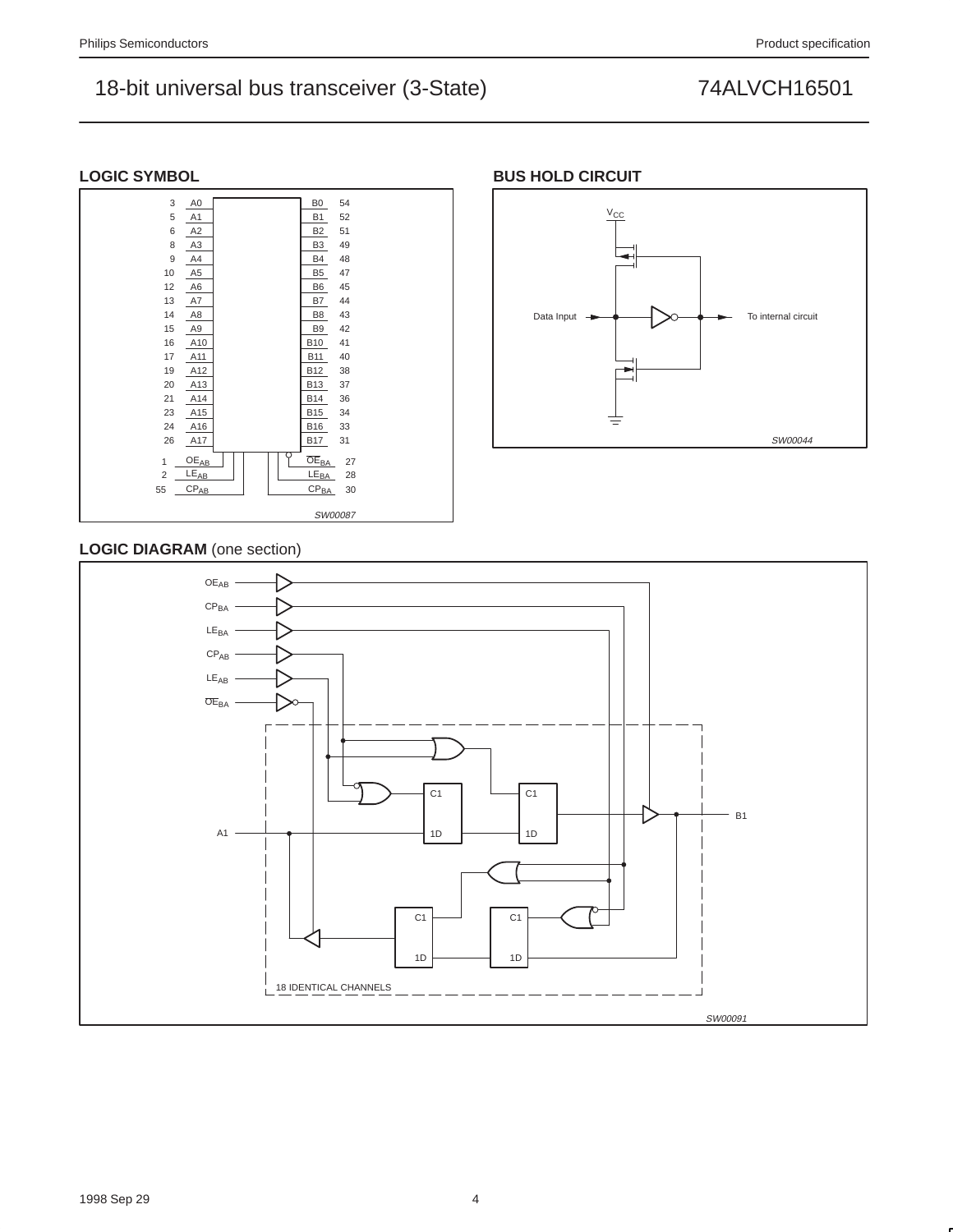## LOGIC SYMBOL

| Pin | Signal | | Signal | Pin |
|---|---|---|---|---|
| 3 | A0 | | B0 | 54 |
| 5 | A1 | | B1 | 52 |
| 6 | A2 | | B2 | 51 |
| 8 | A3 | | B3 | 49 |
| 9 | A4 | | B4 | 48 |
| 10 | A5 | | B5 | 47 |
| 12 | A6 | | B6 | 45 |
| 13 | A7 | | B7 | 44 |
| 14 | A8 | | B8 | 43 |
| 15 | A9 | | B9 | 42 |
| 16 | A10 | | B10 | 41 |
| 17 | A11 | | B11 | 40 |
| 19 | A12 | | B12 | 38 |
| 20 | A13 | | B13 | 37 |
| 21 | A14 | | B14 | 36 |
| 23 | A15 | | B15 | 34 |
| 24 | A16 | | B16 | 33 |
| 26 | A17 | | B17 | 31 |
| 1 | $OE_{AB}$ | | $\overline{OE}_{BA}$ | 27 |
| 2 | $LE_{AB}$ | | $LE_{BA}$ | 28 |
| 55 | $CP_{AB}$ | | $CP_{BA}$ | 30 |

SW00087

## BUS HOLD CIRCUIT

$V_{CC}$

Data Input

To internal circuit

SW00044

## LOGIC DIAGRAM (one section)

$OE_{AB}$

$CP_{BA}$

$LE_{BA}$

$CP_{AB}$

$LE_{AB}$

$\overline{OE}_{BA}$

A1

B1

C1

1D

18 IDENTICAL CHANNELS

SW00091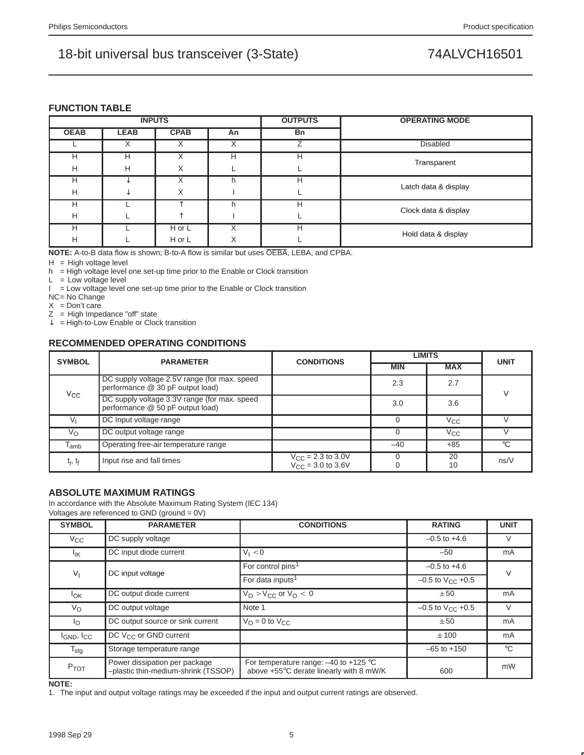## FUNCTION TABLE

| INPUTS | | | | OUTPUTS | OPERATING MODE |
|---|---|---|---|---|---|
| OEAB | LEAB | CPAB | An | Bn | |
| L | X | X | X | Z | Disabled |
| H | H | X | H | H | Transparent |
| H | H | X | L | L | |
| H | ↓ | X | h | H | Latch data & display |
| H | ↓ | X | l | L | |
| H | L | ↑ | h | H | Clock data & display |
| H | L | ↑ | l | L | |
| H | L | H or L | X | H | Hold data & display |
| H | L | H or L | X | L | |

**NOTE:** A-to-B data flow is shown; B-to-A flow is similar but uses $\overline{OEBA}$, LEBA, and CPBA.

H = High voltage level
h = High voltage level one set-up time prior to the Enable or Clock transition
L = Low voltage level
l = Low voltage level one set-up time prior to the Enable or Clock transition
NC= No Change
X = Don't care
Z = High Impedance "off" state
↓ = High-to-Low Enable or Clock transition

## RECOMMENDED OPERATING CONDITIONS

| SYMBOL | PARAMETER | CONDITIONS | LIMITS | | UNIT |
|---|---|---|---|---|---|
| | | | MIN | MAX | |
| $V_{CC}$ | DC supply voltage 2.5V range (for max. speed performance @ 30 pF output load) | | 2.3 | 2.7 | V |
| | DC supply voltage 3.3V range (for max. speed performance @ 50 pF output load) | | 3.0 | 3.6 | |
| $V_I$ | DC Input voltage range | | 0 | $V_{CC}$ | V |
| $V_O$ | DC output voltage range | | 0 | $V_{CC}$ | V |
| $T_{amb}$ | Operating free-air temperature range | | –40 | +85 | °C |
| $t_r$, $t_f$ | Input rise and fall times | $V_{CC}$ = 2.3 to 3.0V<br>$V_{CC}$ = 3.0 to 3.6V | 0<br>0 | 20<br>10 | ns/V |

## ABSOLUTE MAXIMUM RATINGS

In accordance with the Absolute Maximum Rating System (IEC 134)
Voltages are referenced to GND (ground = 0V)

| SYMBOL | PARAMETER | CONDITIONS | RATING | UNIT |
|---|---|---|---|---|
| $V_{CC}$ | DC supply voltage | | –0.5 to +4.6 | V |
| $I_{IK}$ | DC input diode current | $V_I < 0$ | –50 | mA |
| $V_I$ | DC input voltage | For control pins[1] | –0.5 to +4.6 | V |
| | | For data inputs[1] | –0.5 to $V_{CC}$ +0.5 | |
| $I_{OK}$ | DC output diode current | $V_O > V_{CC}$ or $V_O < 0$ | ± 50 | mA |
| $V_O$ | DC output voltage | Note 1 | –0.5 to $V_{CC}$ +0.5 | V |
| $I_O$ | DC output source or sink current | $V_O$ = 0 to $V_{CC}$ | ± 50 | mA |
| $I_{GND}$, $I_{CC}$ | DC $V_{CC}$ or GND current | | ± 100 | mA |
| $T_{stg}$ | Storage temperature range | | –65 to +150 | °C |
| $P_{TOT}$ | Power dissipation per package –plastic thin-medium-shrink (TSSOP) | For temperature range: –40 to +125 °C above +55°C derate linearly with 8 mW/K | 600 | mW |

**NOTE:**
1. The input and output voltage ratings may be exceeded if the input and output current ratings are observed.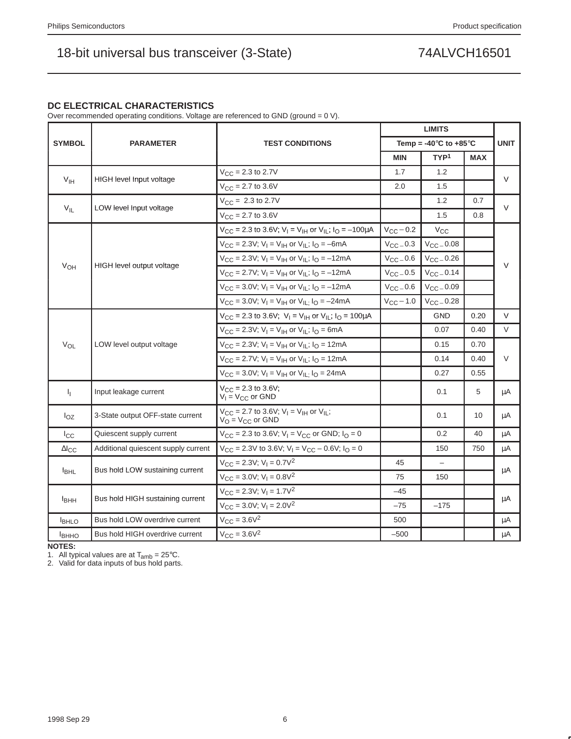## DC ELECTRICAL CHARACTERISTICS

Over recommended operating conditions. Voltage are referenced to GND (ground = 0 V).

| SYMBOL | PARAMETER | TEST CONDITIONS | LIMITS | | | UNIT |
|---|---|---|---|---|---|---|
| | | | Temp = -40°C to +85°C | | | |
| | | | MIN | TYP[1] | MAX | |
| $V_{IH}$ | HIGH level Input voltage | $V_{CC}$ = 2.3 to 2.7V | 1.7 | 1.2 | | V |
| | | $V_{CC}$ = 2.7 to 3.6V | 2.0 | 1.5 | | |
| $V_{IL}$ | LOW level Input voltage | $V_{CC}$ = 2.3 to 2.7V | | 1.2 | 0.7 | V |
| | | $V_{CC}$ = 2.7 to 3.6V | | 1.5 | 0.8 | |
| $V_{OH}$ | HIGH level output voltage | $V_{CC}$ = 2.3 to 3.6V; $V_I = V_{IH}$ or $V_{IL}$; $I_O$ = –100µA | $V_{CC}$ – 0.2 | $V_{CC}$ | | V |
| | | $V_{CC}$ = 2.3V; $V_I = V_{IH}$ or $V_{IL}$; $I_O$ = –6mA | $V_{CC}$ – 0.3 | $V_{CC}$ – 0.08 | | |
| | | $V_{CC}$ = 2.3V; $V_I = V_{IH}$ or $V_{IL}$; $I_O$ = –12mA | $V_{CC}$ – 0.6 | $V_{CC}$ – 0.26 | | |
| | | $V_{CC}$ = 2.7V; $V_I = V_{IH}$ or $V_{IL}$; $I_O$ = –12mA | $V_{CC}$ – 0.5 | $V_{CC}$ – 0.14 | | |
| | | $V_{CC}$ = 3.0V; $V_I = V_{IH}$ or $V_{IL}$; $I_O$ = –12mA | $V_{CC}$ – 0.6 | $V_{CC}$ – 0.09 | | |
| | | $V_{CC}$ = 3.0V; $V_I = V_{IH}$ or $V_{IL}$; $I_O$ = –24mA | $V_{CC}$ – 1.0 | $V_{CC}$ – 0.28 | | |
| $V_{OL}$ | LOW level output voltage | $V_{CC}$ = 2.3 to 3.6V; $V_I = V_{IH}$ or $V_{IL}$; $I_O$ = 100µA | | GND | 0.20 | V |
| | | $V_{CC}$ = 2.3V; $V_I = V_{IH}$ or $V_{IL}$; $I_O$ = 6mA | | 0.07 | 0.40 | V |
| | | $V_{CC}$ = 2.3V; $V_I = V_{IH}$ or $V_{IL}$; $I_O$ = 12mA | | 0.15 | 0.70 | V |
| | | $V_{CC}$ = 2.7V; $V_I = V_{IH}$ or $V_{IL}$; $I_O$ = 12mA | | 0.14 | 0.40 | |
| | | $V_{CC}$ = 3.0V; $V_I = V_{IH}$ or $V_{IL}$; $I_O$ = 24mA | | 0.27 | 0.55 | |
| $I_I$ | Input leakage current | $V_{CC}$ = 2.3 to 3.6V; $V_I = V_{CC}$ or GND | | 0.1 | 5 | µA |
| $I_{OZ}$ | 3-State output OFF-state current | $V_{CC}$ = 2.7 to 3.6V; $V_I = V_{IH}$ or $V_{IL}$; $V_O = V_{CC}$ or GND | | 0.1 | 10 | µA |
| $I_{CC}$ | Quiescent supply current | $V_{CC}$ = 2.3 to 3.6V; $V_I = V_{CC}$ or GND; $I_O$ = 0 | | 0.2 | 40 | µA |
| $\Delta I_{CC}$ | Additional quiescent supply current | $V_{CC}$ = 2.3V to 3.6V; $V_I = V_{CC}$ – 0.6V; $I_O$ = 0 | | 150 | 750 | µA |
| $I_{BHL}$ | Bus hold LOW sustaining current | $V_{CC}$ = 2.3V; $V_I$ = 0.7V[2] | 45 | – | | µA |
| | | $V_{CC}$ = 3.0V; $V_I$ = 0.8V[2] | 75 | 150 | | |
| $I_{BHH}$ | Bus hold HIGH sustaining current | $V_{CC}$ = 2.3V; $V_I$ = 1.7V[2] | –45 | | | µA |
| | | $V_{CC}$ = 3.0V; $V_I$ = 2.0V[2] | –75 | –175 | | |
| $I_{BHLO}$ | Bus hold LOW overdrive current | $V_{CC}$ = 3.6V[2] | 500 | | | µA |
| $I_{BHHO}$ | Bus hold HIGH overdrive current | $V_{CC}$ = 3.6V[2] | –500 | | | µA |

**NOTES:**

1. All typical values are at $T_{amb}$ = 25°C.
2. Valid for data inputs of bus hold parts.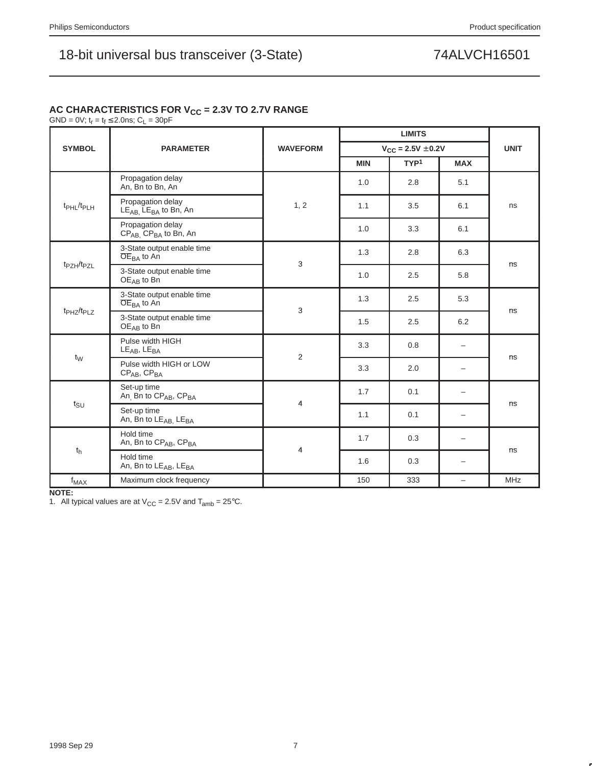## AC CHARACTERISTICS FOR $V_{CC}$ = 2.3V TO 2.7V RANGE

GND = 0V; $t_r = t_f \leq 2.0$ns; $C_L$ = 30pF

| SYMBOL | PARAMETER | WAVEFORM | LIMITS | | | UNIT |
|---|---|---|---|---|---|---|
| | | | $V_{CC}$ = 2.5V ±0.2V | | | |
| | | | MIN | TYP[1] | MAX | |
| $t_{PHL}/t_{PLH}$ | Propagation delay An, Bn to Bn, An | 1, 2 | 1.0 | 2.8 | 5.1 | ns |
| | Propagation delay $LE_{AB}$, $LE_{BA}$ to Bn, An | | 1.1 | 3.5 | 6.1 | |
| | Propagation delay $CP_{AB}$, $CP_{BA}$ to Bn, An | | 1.0 | 3.3 | 6.1 | |
| $t_{PZH}/t_{PZL}$ | 3-State output enable time $\overline{OE}_{BA}$ to An | 3 | 1.3 | 2.8 | 6.3 | ns |
| | 3-State output enable time $OE_{AB}$ to Bn | | 1.0 | 2.5 | 5.8 | |
| $t_{PHZ}/t_{PLZ}$ | 3-State output enable time $\overline{OE}_{BA}$ to An | 3 | 1.3 | 2.5 | 5.3 | ns |
| | 3-State output enable time $OE_{AB}$ to Bn | | 1.5 | 2.5 | 6.2 | |
| $t_W$ | Pulse width HIGH $LE_{AB}$, $LE_{BA}$ | 2 | 3.3 | 0.8 | – | ns |
| | Pulse width HIGH or LOW $CP_{AB}$, $CP_{BA}$ | | 3.3 | 2.0 | – | |
| $t_{SU}$ | Set-up time An, Bn to $CP_{AB}$, $CP_{BA}$ | 4 | 1.7 | 0.1 | – | ns |
| | Set-up time An, Bn to $LE_{AB}$, $LE_{BA}$ | | 1.1 | 0.1 | – | |
| $t_h$ | Hold time An, Bn to $CP_{AB}$, $CP_{BA}$ | 4 | 1.7 | 0.3 | – | ns |
| | Hold time An, Bn to $LE_{AB}$, $LE_{BA}$ | | 1.6 | 0.3 | – | |
| $f_{MAX}$ | Maximum clock frequency | | 150 | 333 | – | MHz |

**NOTE:**
1. All typical values are at $V_{CC}$ = 2.5V and $T_{amb}$ = 25°C.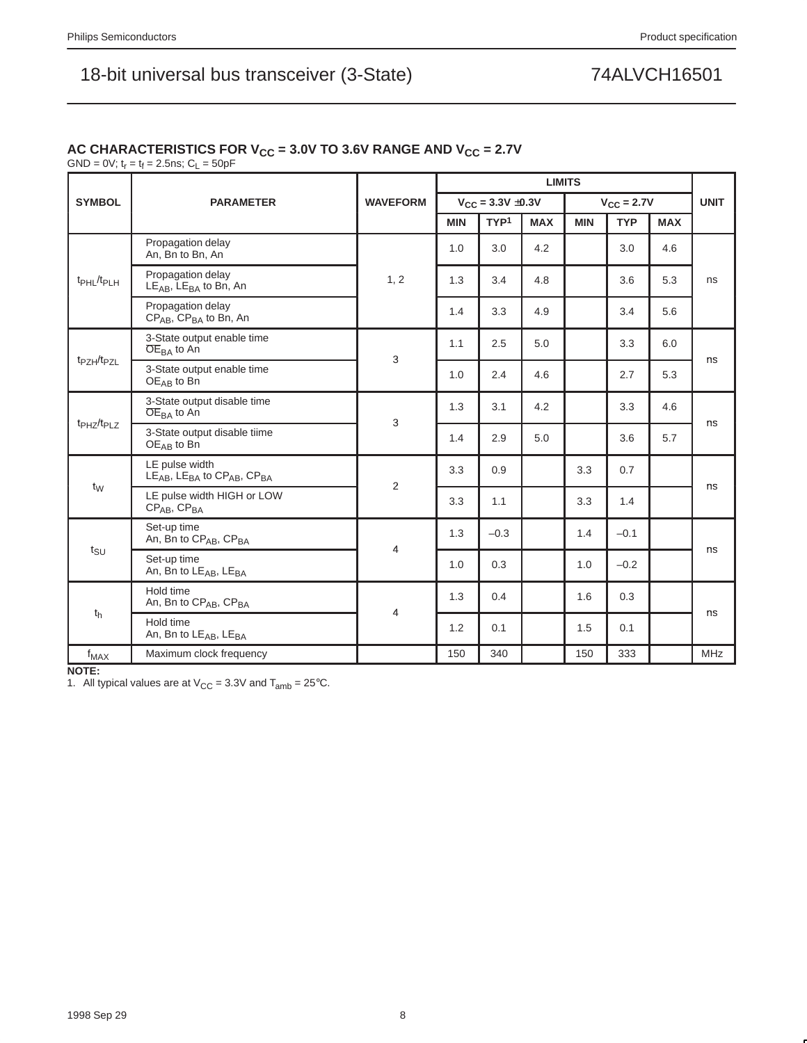## AC CHARACTERISTICS FOR $V_{CC}$ = 3.0V TO 3.6V RANGE AND $V_{CC}$ = 2.7V

GND = 0V; $t_r = t_f$ = 2.5ns; $C_L$ = 50pF

| SYMBOL | PARAMETER | WAVEFORM | LIMITS | | | | | | UNIT |
|---|---|---|---|---|---|---|---|---|---|
| | | | $V_{CC}$ = 3.3V ±0.3V | | | $V_{CC}$ = 2.7V | | | |
| | | | MIN | TYP[1] | MAX | MIN | TYP | MAX | |
| $t_{PHL}/t_{PLH}$ | Propagation delay An, Bn to Bn, An | 1, 2 | 1.0 | 3.0 | 4.2 | | 3.0 | 4.6 | ns |
| | Propagation delay $LE_{AB}$, $LE_{BA}$ to Bn, An | | 1.3 | 3.4 | 4.8 | | 3.6 | 5.3 | |
| | Propagation delay $CP_{AB}$, $CP_{BA}$ to Bn, An | | 1.4 | 3.3 | 4.9 | | 3.4 | 5.6 | |
| $t_{PZH}/t_{PZL}$ | 3-State output enable time $\overline{OE}_{BA}$ to An | 3 | 1.1 | 2.5 | 5.0 | | 3.3 | 6.0 | ns |
| | 3-State output enable time $OE_{AB}$ to Bn | | 1.0 | 2.4 | 4.6 | | 2.7 | 5.3 | |
| $t_{PHZ}/t_{PLZ}$ | 3-State output disable time $\overline{OE}_{BA}$ to An | 3 | 1.3 | 3.1 | 4.2 | | 3.3 | 4.6 | ns |
| | 3-State output disable tiime $OE_{AB}$ to Bn | | 1.4 | 2.9 | 5.0 | | 3.6 | 5.7 | |
| $t_W$ | LE pulse width $LE_{AB}$, $LE_{BA}$ to $CP_{AB}$, $CP_{BA}$ | 2 | 3.3 | 0.9 | | 3.3 | 0.7 | | ns |
| | LE pulse width HIGH or LOW $CP_{AB}$, $CP_{BA}$ | | 3.3 | 1.1 | | 3.3 | 1.4 | | |
| $t_{SU}$ | Set-up time An, Bn to $CP_{AB}$, $CP_{BA}$ | 4 | 1.3 | –0.3 | | 1.4 | –0.1 | | ns |
| | Set-up time An, Bn to $LE_{AB}$, $LE_{BA}$ | | 1.0 | 0.3 | | 1.0 | –0.2 | | |
| $t_h$ | Hold time An, Bn to $CP_{AB}$, $CP_{BA}$ | 4 | 1.3 | 0.4 | | 1.6 | 0.3 | | ns |
| | Hold time An, Bn to $LE_{AB}$, $LE_{BA}$ | | 1.2 | 0.1 | | 1.5 | 0.1 | | |
| $f_{MAX}$ | Maximum clock frequency | | 150 | 340 | | 150 | 333 | | MHz |

**NOTE:**
1. All typical values are at $V_{CC}$ = 3.3V and $T_{amb}$ = 25°C.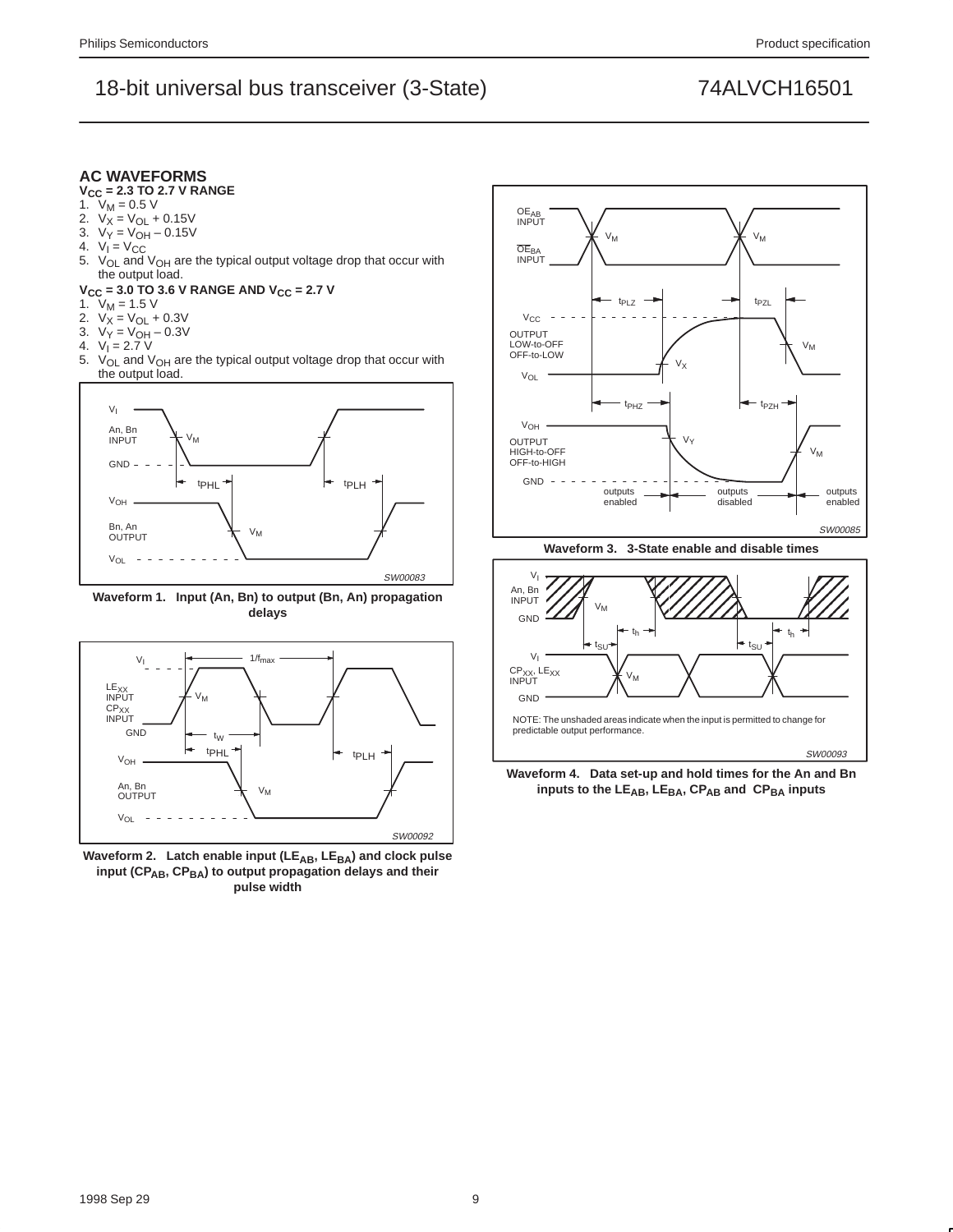## AC WAVEFORMS

**$V_{CC}$ = 2.3 TO 2.7 V RANGE**

1. $V_M$ = 0.5 V
2. $V_X = V_{OL}$ + 0.15V
3. $V_Y = V_{OH}$ – 0.15V
4. $V_I = V_{CC}$
5. $V_{OL}$ and $V_{OH}$ are the typical output voltage drop that occur with the output load.

**$V_{CC}$ = 3.0 TO 3.6 V RANGE AND $V_{CC}$ = 2.7 V**

1. $V_M$ = 1.5 V
2. $V_X = V_{OL}$ + 0.3V
3. $V_Y = V_{OH}$ – 0.3V
4. $V_I$ = 2.7 V
5. $V_{OL}$ and $V_{OH}$ are the typical output voltage drop that occur with the output load.

**Waveform 1. Input (An, Bn) to output (Bn, An) propagation delays**

**Waveform 2. Latch enable input ($LE_{AB}$, $LE_{BA}$) and clock pulse input ($CP_{AB}$, $CP_{BA}$) to output propagation delays and their pulse width**

**Waveform 3. 3-State enable and disable times**

NOTE: The unshaded areas indicate when the input is permitted to change for predictable output performance.

**Waveform 4. Data set-up and hold times for the An and Bn inputs to the $LE_{AB}$, $LE_{BA}$, $CP_{AB}$ and $CP_{BA}$ inputs**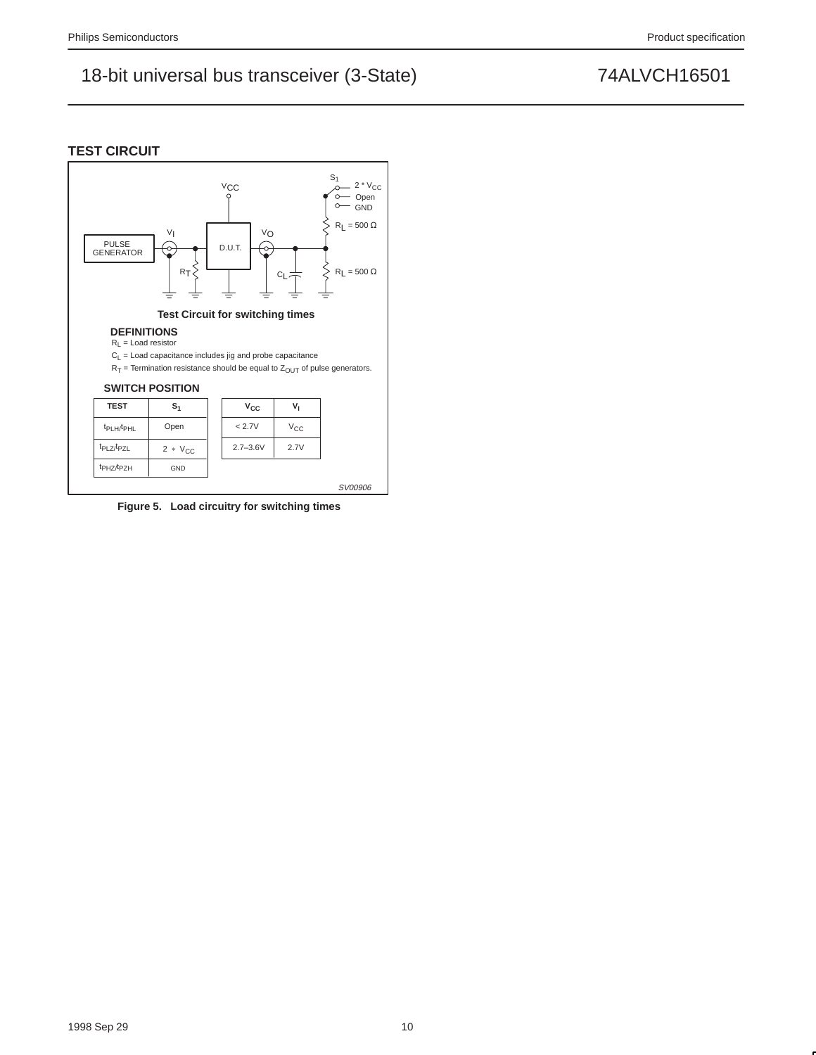## TEST CIRCUIT

Test Circuit for switching times

**DEFINITIONS**

$R_L$ = Load resistor

$C_L$ = Load capacitance includes jig and probe capacitance

$R_T$ = Termination resistance should be equal to $Z_{OUT}$ of pulse generators.

**SWITCH POSITION**

| TEST | $S_1$ |
|---|---|
| $t_{PLH}/t_{PHL}$ | Open |
| $t_{PLZ}/t_{PZL}$ | 2 * $V_{CC}$ |
| $t_{PHZ}/t_{PZH}$ | GND |

| $V_{CC}$ | $V_I$ |
|---|---|
| < 2.7V | $V_{CC}$ |
| 2.7–3.6V | 2.7V |

SV00906

**Figure 5. Load circuitry for switching times**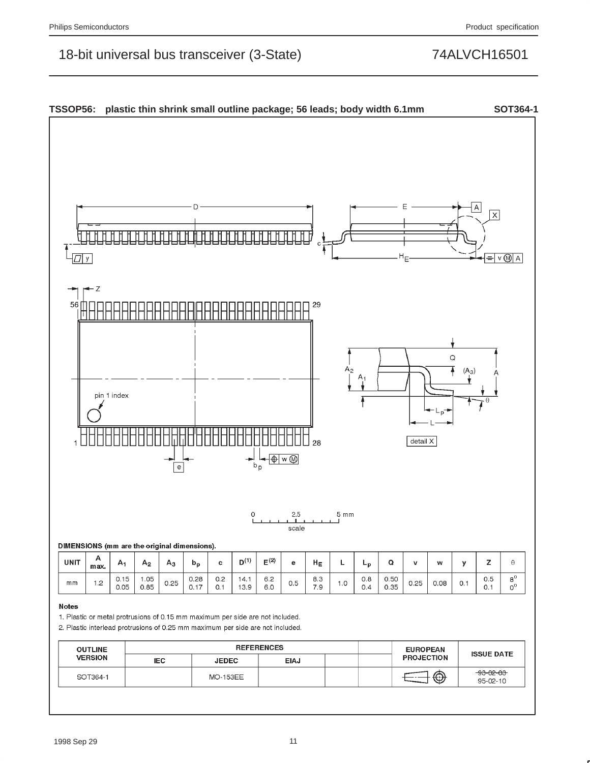### TSSOP56: plastic thin shrink small outline package; 56 leads; body width 6.1mm SOT364-1

DIMENSIONS (mm are the original dimensions).

| UNIT | A max. | $A_1$ | $A_2$ | $A_3$ | $b_p$ | c | $D^{(1)}$ | $E^{(2)}$ | e | $H_E$ | L | $L_p$ | Q | v | w | y | Z | θ |
|---|---|---|---|---|---|---|---|---|---|---|---|---|---|---|---|---|---|---|
| mm | 1.2 | 0.15<br>0.05 | 1.05<br>0.85 | 0.25 | 0.28<br>0.17 | 0.2<br>0.1 | 14.1<br>13.9 | 6.2<br>6.0 | 0.5 | 8.3<br>7.9 | 1.0 | 0.8<br>0.4 | 0.50<br>0.35 | 0.25 | 0.08 | 0.1 | 0.5<br>0.1 | 8°<br>0° |

**Notes**

1. Plastic or metal protrusions of 0.15 mm maximum per side are not included.
2. Plastic interlead protrusions of 0.25 mm maximum per side are not included.

| OUTLINE VERSION | REFERENCES | | | | | EUROPEAN PROJECTION | ISSUE DATE |
|---|---|---|---|---|---|---|---|
| | IEC | JEDEC | EIAJ | | | | |
| SOT364-1 | | MO-153EE | | | | | ~~93-02-03~~<br>95-02-10 |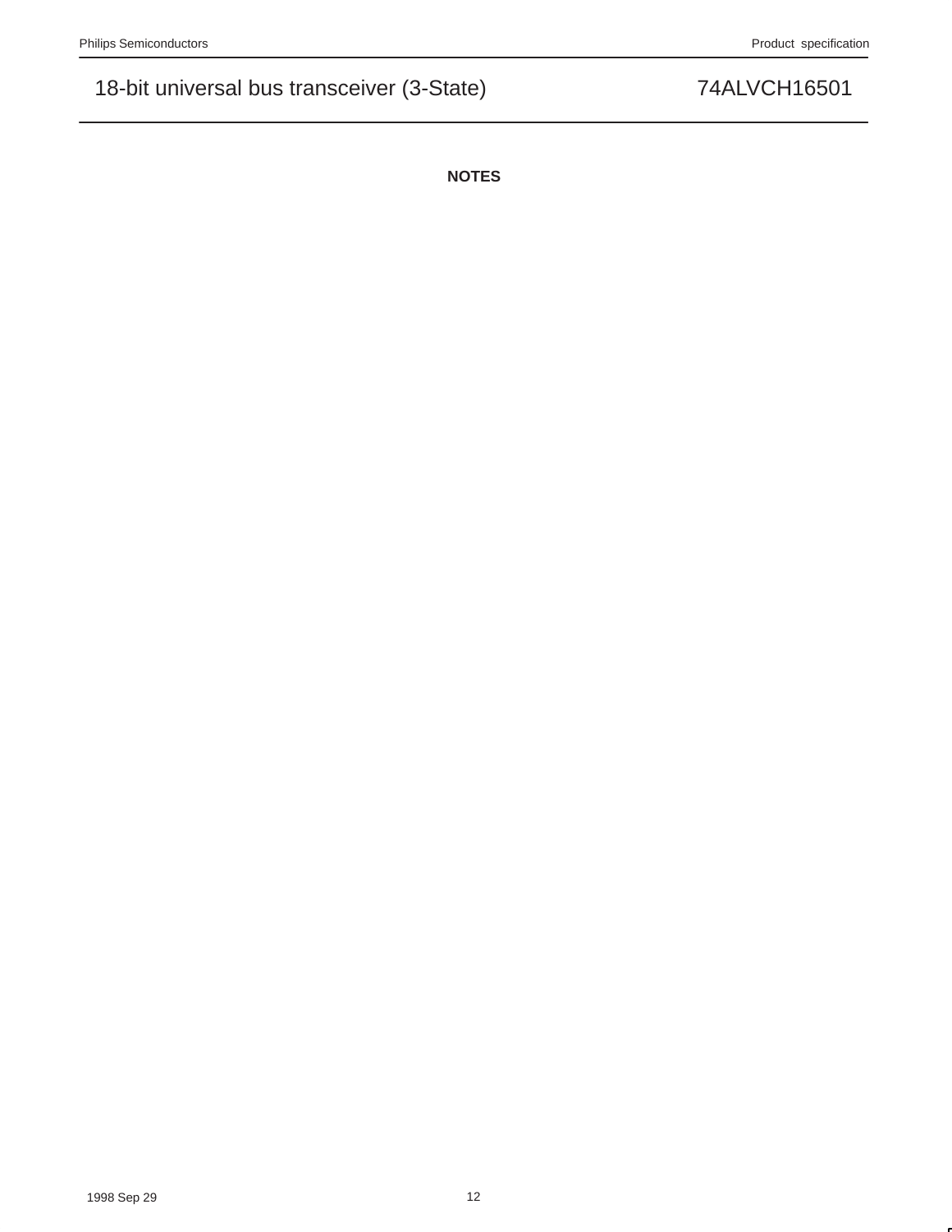**NOTES**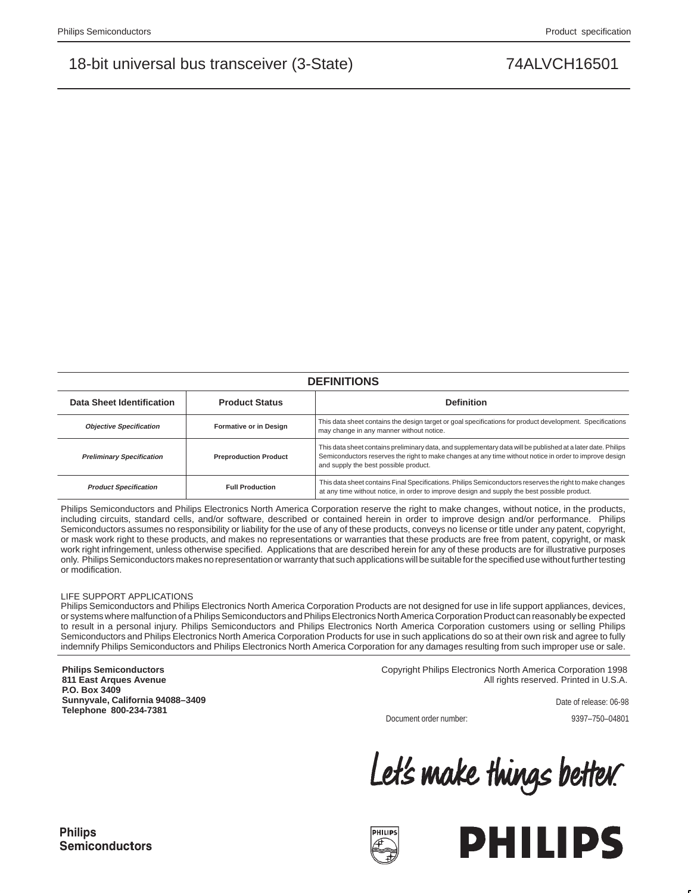## DEFINITIONS

| Data Sheet Identification | Product Status | Definition |
|---|---|---|
| *Objective Specification* | Formative or in Design | This data sheet contains the design target or goal specifications for product development. Specifications may change in any manner without notice. |
| *Preliminary Specification* | Preproduction Product | This data sheet contains preliminary data, and supplementary data will be published at a later date. Philips Semiconductors reserves the right to make changes at any time without notice in order to improve design and supply the best possible product. |
| *Product Specification* | Full Production | This data sheet contains Final Specifications. Philips Semiconductors reserves the right to make changes at any time without notice, in order to improve design and supply the best possible product. |

Philips Semiconductors and Philips Electronics North America Corporation reserve the right to make changes, without notice, in the products, including circuits, standard cells, and/or software, described or contained herein in order to improve design and/or performance. Philips Semiconductors assumes no responsibility or liability for the use of any of these products, conveys no license or title under any patent, copyright, or mask work right to these products, and makes no representations or warranties that these products are free from patent, copyright, or mask work right infringement, unless otherwise specified. Applications that are described herein for any of these products are for illustrative purposes only. Philips Semiconductors makes no representation or warranty that such applications will be suitable for the specified use without further testing or modification.

LIFE SUPPORT APPLICATIONS
Philips Semiconductors and Philips Electronics North America Corporation Products are not designed for use in life support appliances, devices, or systems where malfunction of a Philips Semiconductors and Philips Electronics North America Corporation Product can reasonably be expected to result in a personal injury. Philips Semiconductors and Philips Electronics North America Corporation customers using or selling Philips Semiconductors and Philips Electronics North America Corporation Products for use in such applications do so at their own risk and agree to fully indemnify Philips Semiconductors and Philips Electronics North America Corporation for any damages resulting from such improper use or sale.

**Philips Semiconductors**
**811 East Arques Avenue**
**P.O. Box 3409**
**Sunnyvale, California 94088–3409**
**Telephone 800-234-7381**

Copyright Philips Electronics North America Corporation 1998
All rights reserved. Printed in U.S.A.

Date of release: 06-98

Document order number: 9397–750–04801

Let's make things better.

**Philips Semiconductors**

PHILIPS